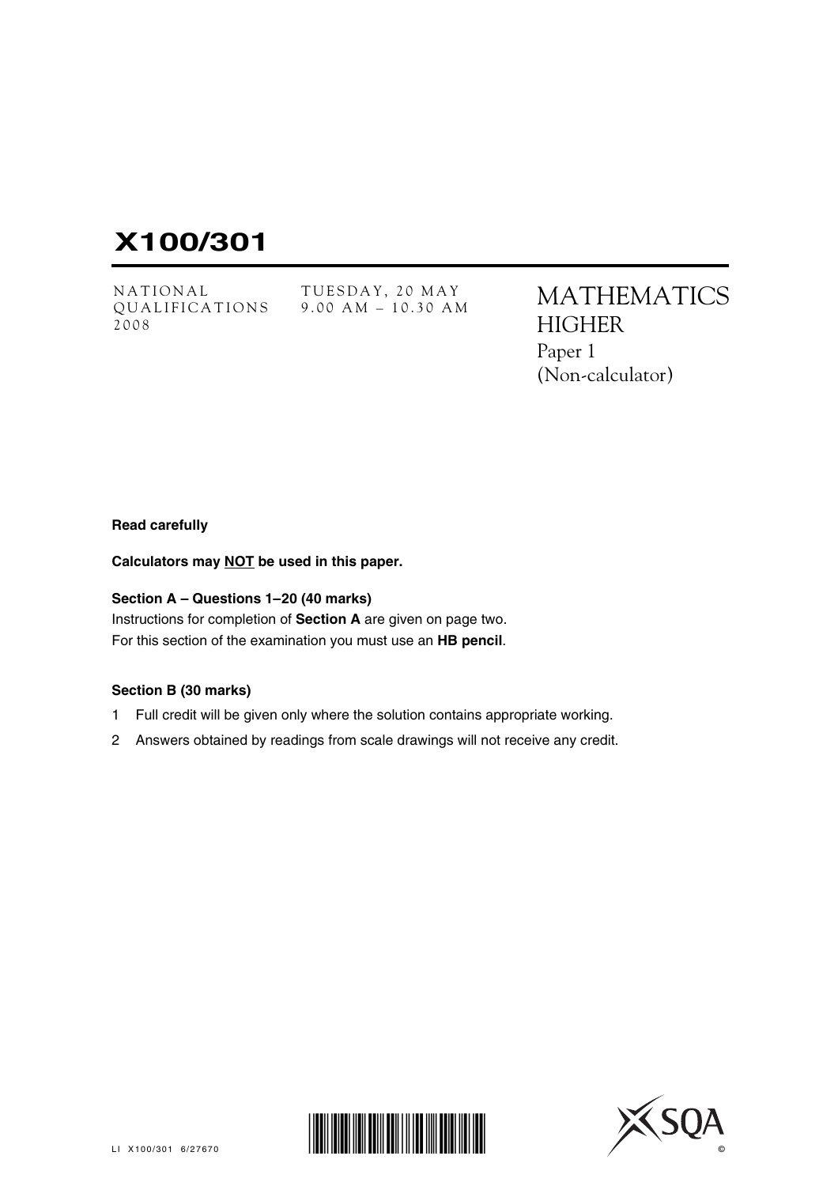# X100/301

NATIONAL QUALIFICATIONS 2008

TUESDAY, 20 MAY
9.00 AM – 10.30 AM

## MATHEMATICS
## HIGHER
Paper 1
(Non-calculator)

**Read carefully**

**Calculators may NOT be used in this paper.**

**Section A – Questions 1–20 (40 marks)**

Instructions for completion of **Section A** are given on page two.

For this section of the examination you must use an **HB pencil**.

**Section B (30 marks)**

1 Full credit will be given only where the solution contains appropriate working.

2 Answers obtained by readings from scale drawings will not receive any credit.

LI X100/301 6/27670

©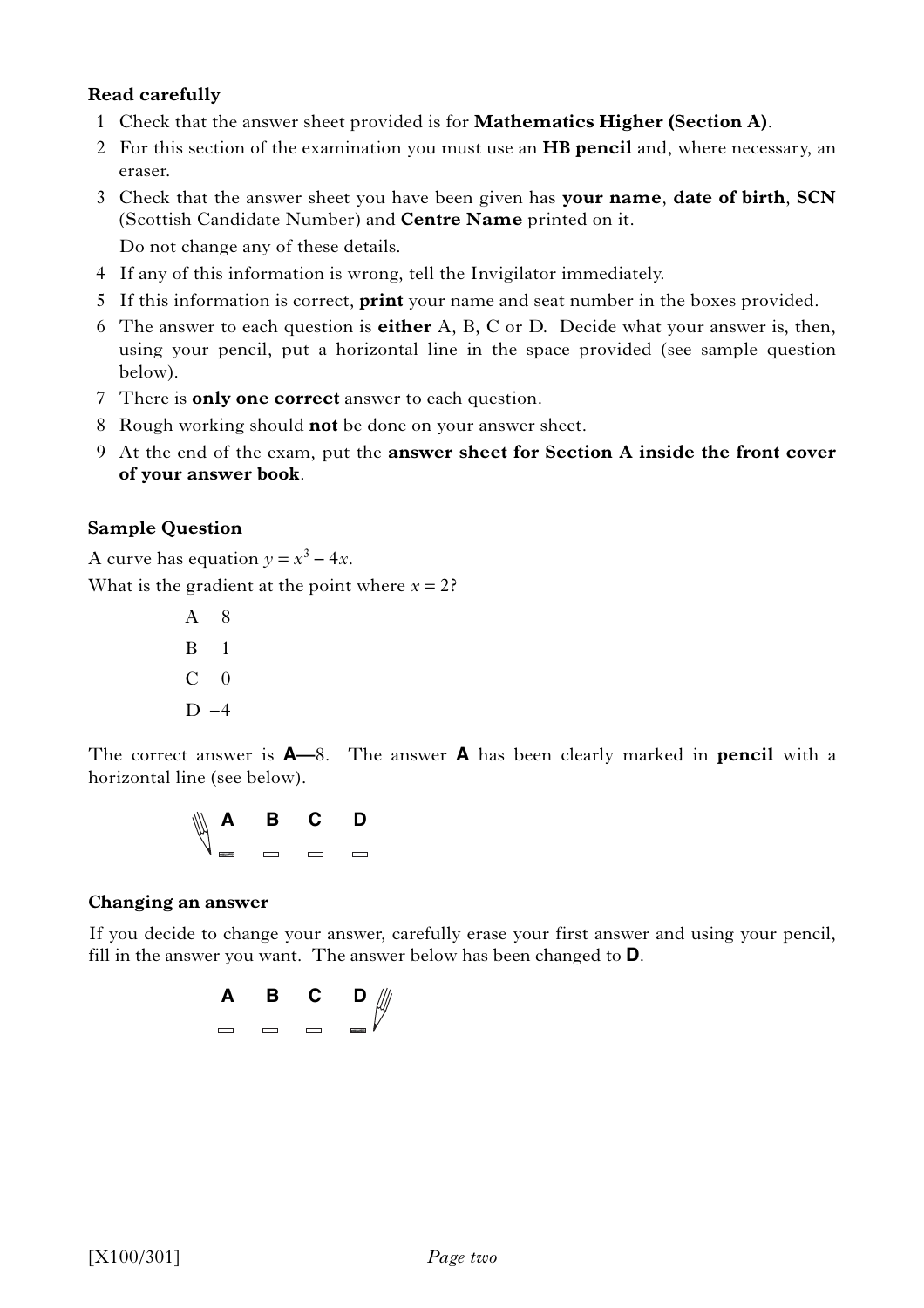**Read carefully**

1. Check that the answer sheet provided is for **Mathematics Higher (Section A)**.
2. For this section of the examination you must use an **HB pencil** and, where necessary, an eraser.
3. Check that the answer sheet you have been given has **your name**, **date of birth**, **SCN** (Scottish Candidate Number) and **Centre Name** printed on it.

   Do not change any of these details.
4. If any of this information is wrong, tell the Invigilator immediately.
5. If this information is correct, **print** your name and seat number in the boxes provided.
6. The answer to each question is **either** A, B, C or D. Decide what your answer is, then, using your pencil, put a horizontal line in the space provided (see sample question below).
7. There is **only one correct** answer to each question.
8. Rough working should **not** be done on your answer sheet.
9. At the end of the exam, put the **answer sheet for Section A inside the front cover of your answer book**.

**Sample Question**

A curve has equation $y = x^3 - 4x$.

What is the gradient at the point where $x = 2$?

A $8$

B $1$

C $0$

D $-4$

The correct answer is **A**—8. The answer **A** has been clearly marked in **pencil** with a horizontal line (see below).

A B C D

**Changing an answer**

If you decide to change your answer, carefully erase your first answer and using your pencil, fill in the answer you want. The answer below has been changed to **D**.

A B C D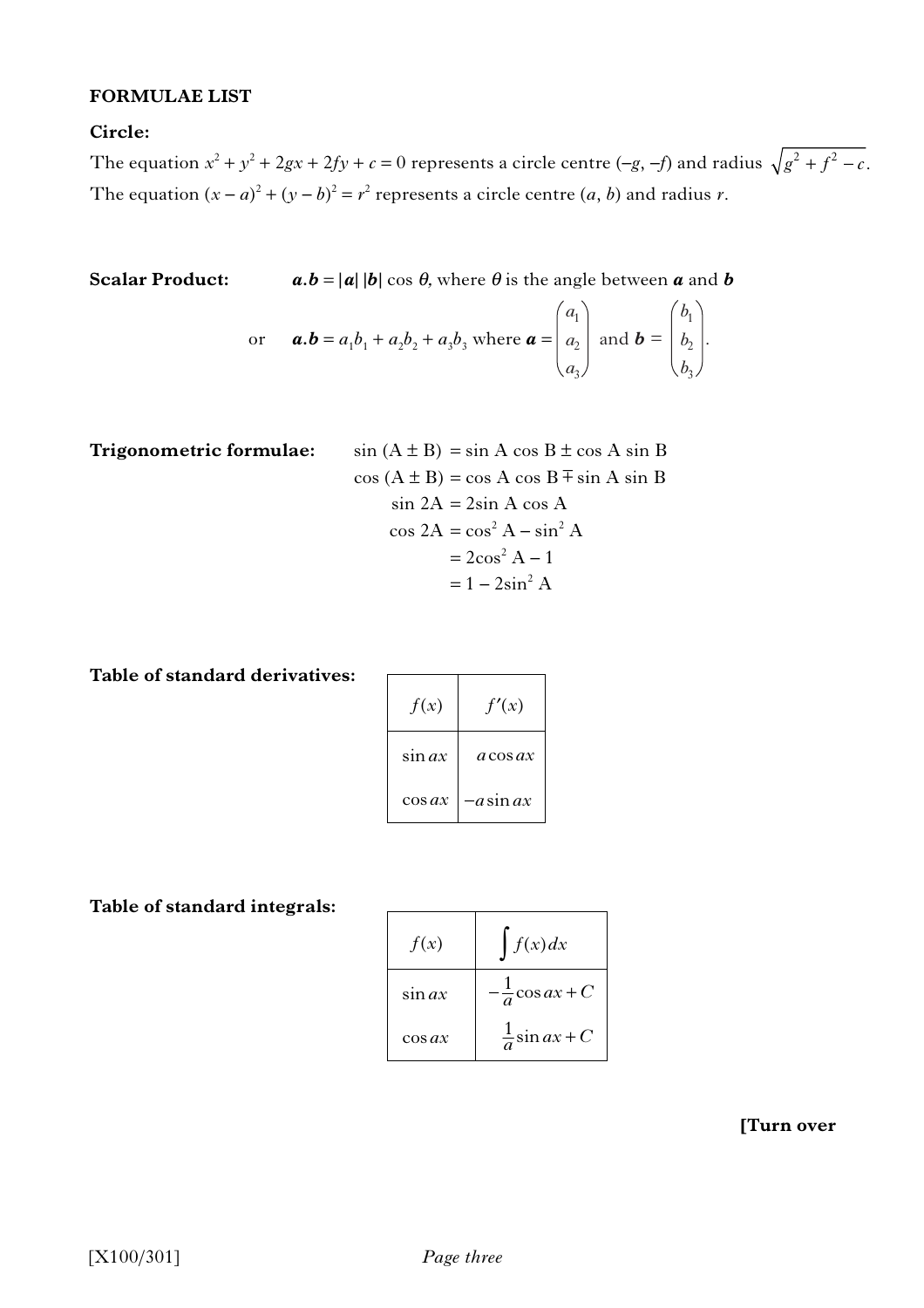**FORMULAE LIST**

**Circle:**

The equation $x^2 + y^2 + 2gx + 2fy + c = 0$ represents a circle centre $(-g, -f)$ and radius $\sqrt{g^2 + f^2 - c}$.

The equation $(x - a)^2 + (y - b)^2 = r^2$ represents a circle centre $(a, b)$ and radius $r$.

**Scalar Product:** $\boldsymbol{a}.\boldsymbol{b} = |\boldsymbol{a}|\,|\boldsymbol{b}| \cos \theta$, where $\theta$ is the angle between $\boldsymbol{a}$ and $\boldsymbol{b}$

or $\boldsymbol{a}.\boldsymbol{b} = a_1b_1 + a_2b_2 + a_3b_3$ where $\boldsymbol{a} = \begin{pmatrix} a_1 \\ a_2 \\ a_3 \end{pmatrix}$ and $\boldsymbol{b} = \begin{pmatrix} b_1 \\ b_2 \\ b_3 \end{pmatrix}$.

**Trigonometric formulae:**

$$\sin(A \pm B) = \sin A \cos B \pm \cos A \sin B$$

$$\cos(A \pm B) = \cos A \cos B \mp \sin A \sin B$$

$$\sin 2A = 2\sin A \cos A$$

$$\begin{aligned} \cos 2A &= \cos^2 A - \sin^2 A \\ &= 2\cos^2 A - 1 \\ &= 1 - 2\sin^2 A \end{aligned}$$

**Table of standard derivatives:**

| $f(x)$ | $f'(x)$ |
|---|---|
| $\sin ax$ | $a \cos ax$ |
| $\cos ax$ | $-a \sin ax$ |

**Table of standard integrals:**

| $f(x)$ | $\int f(x)dx$ |
|---|---|
| $\sin ax$ | $-\frac{1}{a}\cos ax + C$ |
| $\cos ax$ | $\frac{1}{a}\sin ax + C$ |

**[Turn over**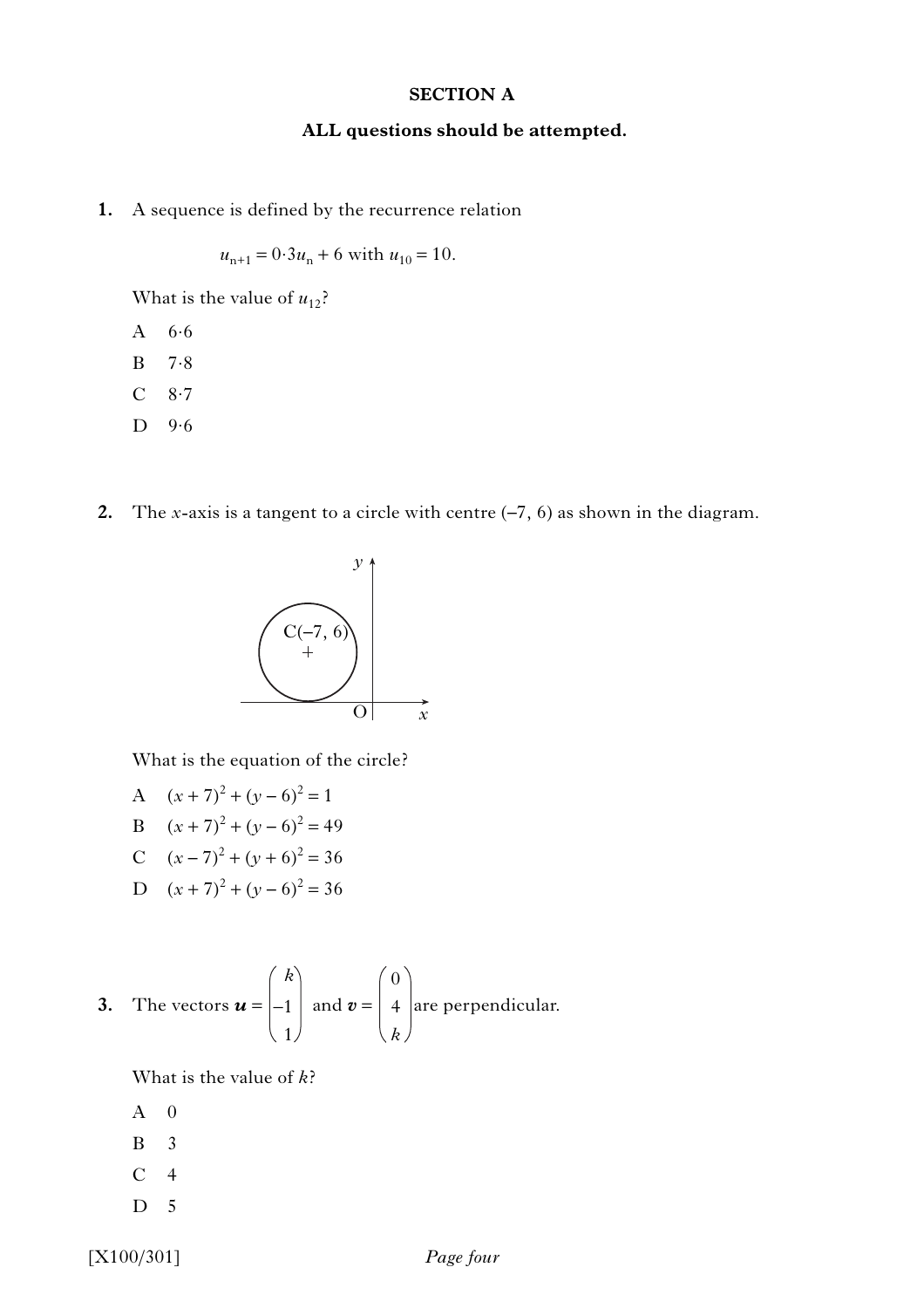## SECTION A

**ALL questions should be attempted.**

**1.** A sequence is defined by the recurrence relation

$$u_{n+1} = 0{\cdot}3u_n + 6 \text{ with } u_{10} = 10.$$

What is the value of $u_{12}$?

A 6·6

B 7·8

C 8·7

D 9·6

**2.** The $x$-axis is a tangent to a circle with centre (–7, 6) as shown in the diagram.

y

C(–7, 6)

O

x

What is the equation of the circle?

A $(x + 7)^2 + (y - 6)^2 = 1$

B $(x + 7)^2 + (y - 6)^2 = 49$

C $(x - 7)^2 + (y + 6)^2 = 36$

D $(x + 7)^2 + (y - 6)^2 = 36$

**3.** The vectors $\boldsymbol{u} = \begin{pmatrix} k \\ -1 \\ 1 \end{pmatrix}$ and $\boldsymbol{v} = \begin{pmatrix} 0 \\ 4 \\ k \end{pmatrix}$ are perpendicular.

What is the value of $k$?

A 0

B 3

C 4

D 5

[X100/301]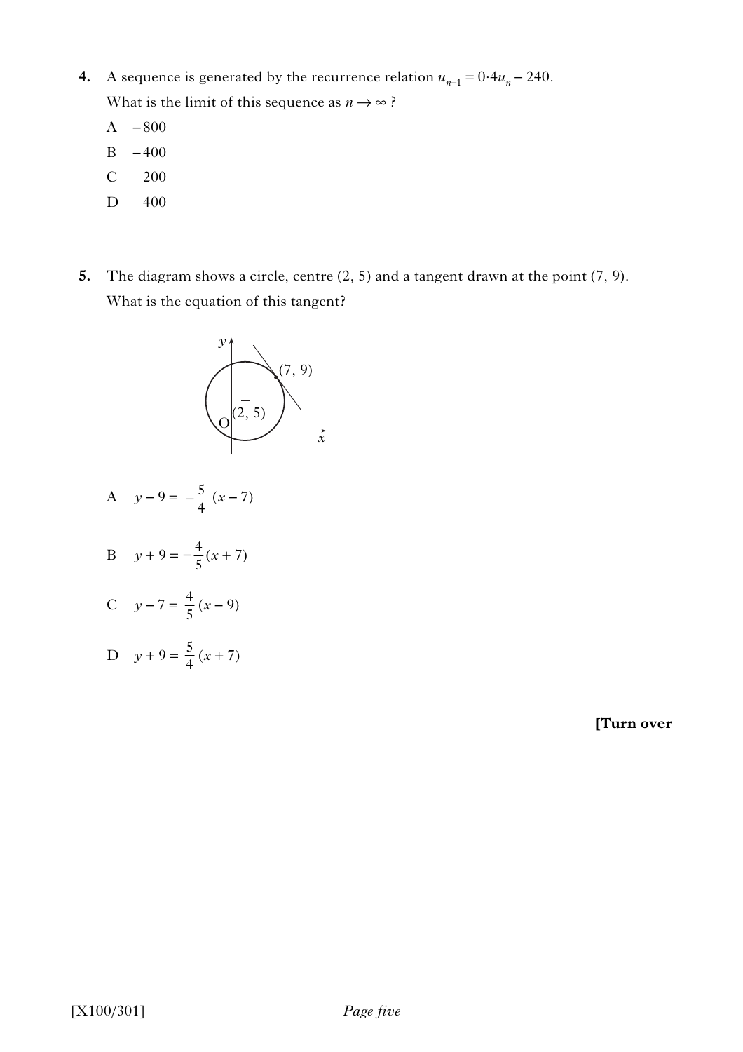**4.** A sequence is generated by the recurrence relation $u_{n+1} = 0{\cdot}4u_n - 240$.

What is the limit of this sequence as $n \to \infty$ ?

A $-800$

B $-400$

C $200$

D $400$

**5.** The diagram shows a circle, centre (2, 5) and a tangent drawn at the point (7, 9).

What is the equation of this tangent?

y

(7, 9)

(2, 5)

O

x

A $y - 9 = -\frac{5}{4}(x - 7)$

B $y + 9 = -\frac{4}{5}(x + 7)$

C $y - 7 = \frac{4}{5}(x - 9)$

D $y + 9 = \frac{5}{4}(x + 7)$

**[Turn over**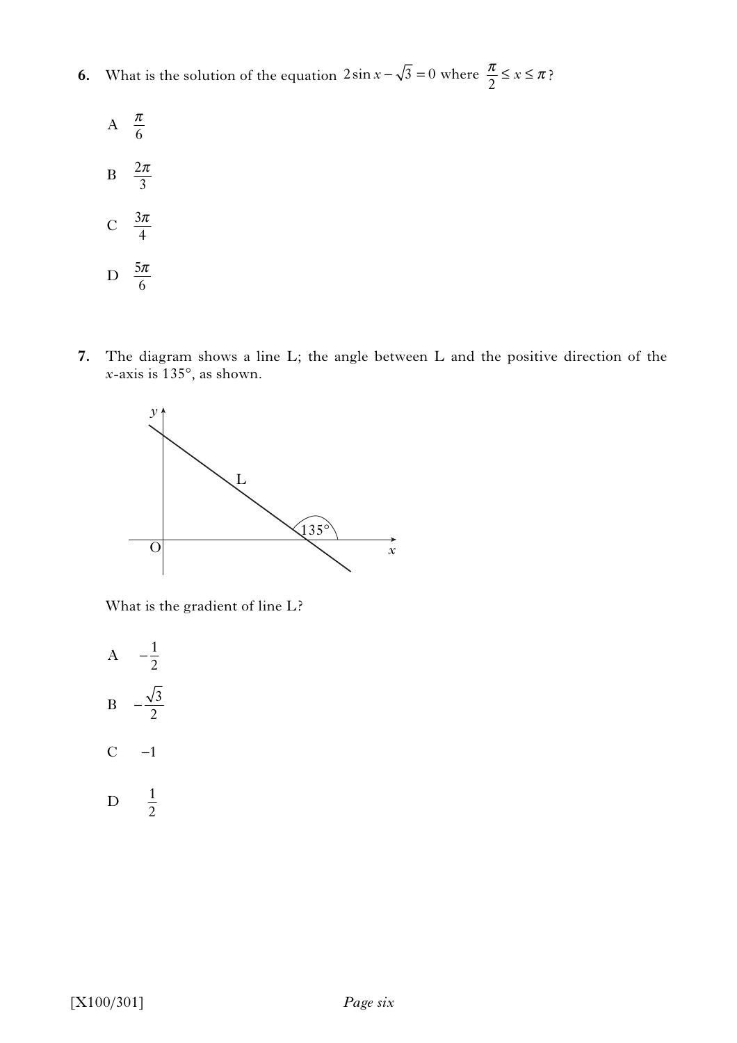6. What is the solution of the equation $2\sin x - \sqrt{3} = 0$ where $\frac{\pi}{2} \leq x \leq \pi$?

A $\frac{\pi}{6}$

B $\frac{2\pi}{3}$

C $\frac{3\pi}{4}$

D $\frac{5\pi}{6}$

7. The diagram shows a line L; the angle between L and the positive direction of the $x$-axis is $135°$, as shown.

y

L

135°

O

x

What is the gradient of line L?

A $-\frac{1}{2}$

B $-\frac{\sqrt{3}}{2}$

C $-1$

D $\frac{1}{2}$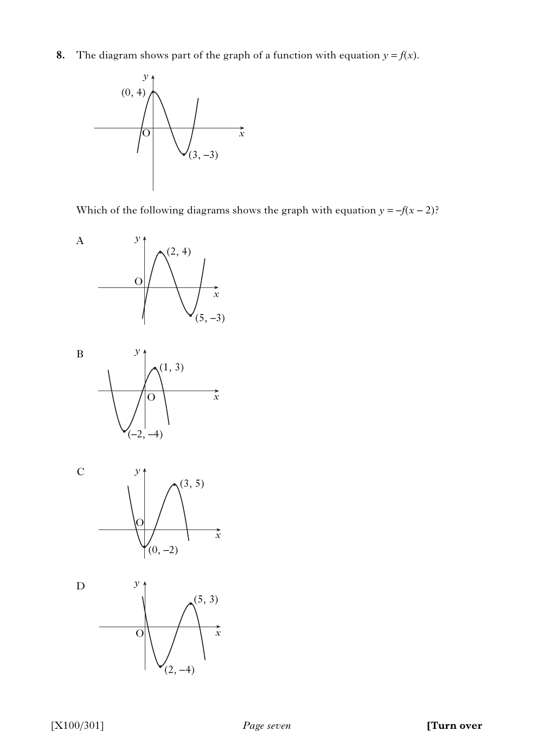**8.** The diagram shows part of the graph of a function with equation $y = f(x)$.

$y$

$(0, 4)$

O

$x$

$(3, -3)$

Which of the following diagrams shows the graph with equation $y = -f(x - 2)$?

A

$y$

$(2, 4)$

O

$x$

$(5, -3)$

B

$y$

$(1, 3)$

O

$x$

$(-2, -4)$

C

$y$

$(3, 5)$

O

$x$

$(0, -2)$

D

$y$

$(5, 3)$

O

$x$

$(2, -4)$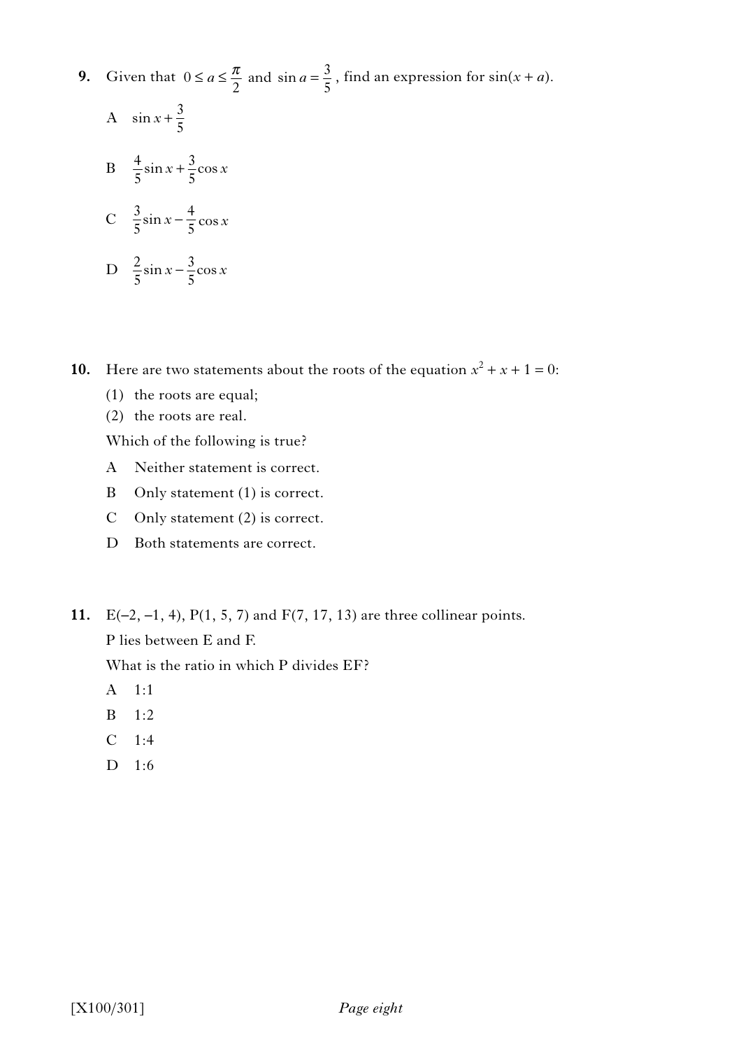**9.** Given that $0 \le a \le \frac{\pi}{2}$ and $\sin a = \frac{3}{5}$, find an expression for $\sin(x + a)$.

A $\sin x + \frac{3}{5}$

B $\frac{4}{5}\sin x + \frac{3}{5}\cos x$

C $\frac{3}{5}\sin x - \frac{4}{5}\cos x$

D $\frac{2}{5}\sin x - \frac{3}{5}\cos x$

**10.** Here are two statements about the roots of the equation $x^2 + x + 1 = 0$:

(1) the roots are equal;

(2) the roots are real.

Which of the following is true?

A Neither statement is correct.

B Only statement (1) is correct.

C Only statement (2) is correct.

D Both statements are correct.

**11.** E(–2, –1, 4), P(1, 5, 7) and F(7, 17, 13) are three collinear points.

P lies between E and F.

What is the ratio in which P divides EF?

A 1:1

B 1:2

C 1:4

D 1:6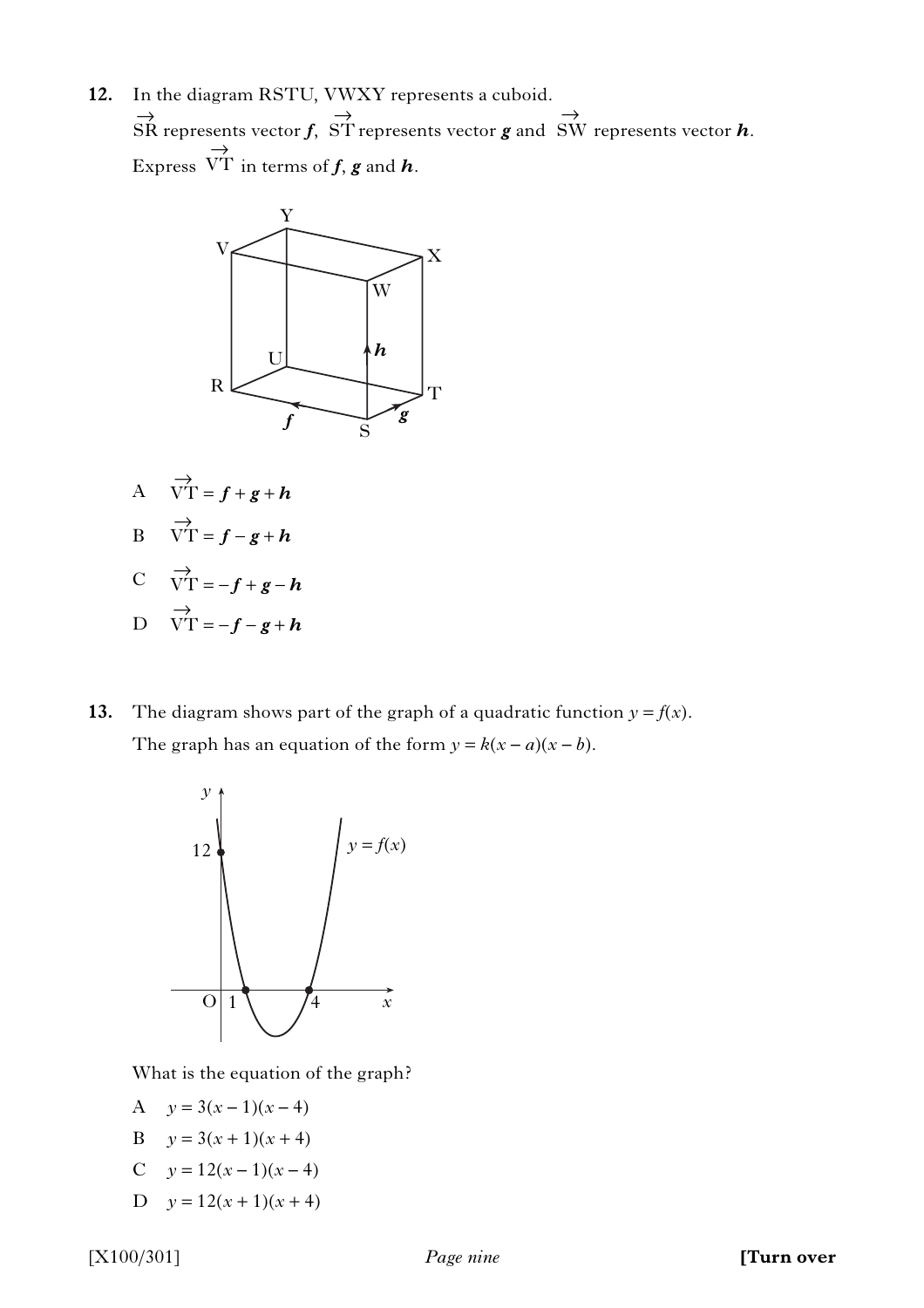**12.** In the diagram RSTU, VWXY represents a cuboid.

$\overrightarrow{SR}$ represents vector $\boldsymbol{f}$, $\overrightarrow{ST}$ represents vector $\boldsymbol{g}$ and $\overrightarrow{SW}$ represents vector $\boldsymbol{h}$.

Express $\overrightarrow{VT}$ in terms of $\boldsymbol{f}$, $\boldsymbol{g}$ and $\boldsymbol{h}$.

Y
V
X
W
h
U
R
T
f
S
g

A $\overrightarrow{VT} = \boldsymbol{f} + \boldsymbol{g} + \boldsymbol{h}$

B $\overrightarrow{VT} = \boldsymbol{f} - \boldsymbol{g} + \boldsymbol{h}$

C $\overrightarrow{VT} = -\boldsymbol{f} + \boldsymbol{g} - \boldsymbol{h}$

D $\overrightarrow{VT} = -\boldsymbol{f} - \boldsymbol{g} + \boldsymbol{h}$

**13.** The diagram shows part of the graph of a quadratic function $y = f(x)$.

The graph has an equation of the form $y = k(x - a)(x - b)$.

y
12
$y = f(x)$
O 1
4
x

What is the equation of the graph?

A $y = 3(x - 1)(x - 4)$

B $y = 3(x + 1)(x + 4)$

C $y = 12(x - 1)(x - 4)$

D $y = 12(x + 1)(x + 4)$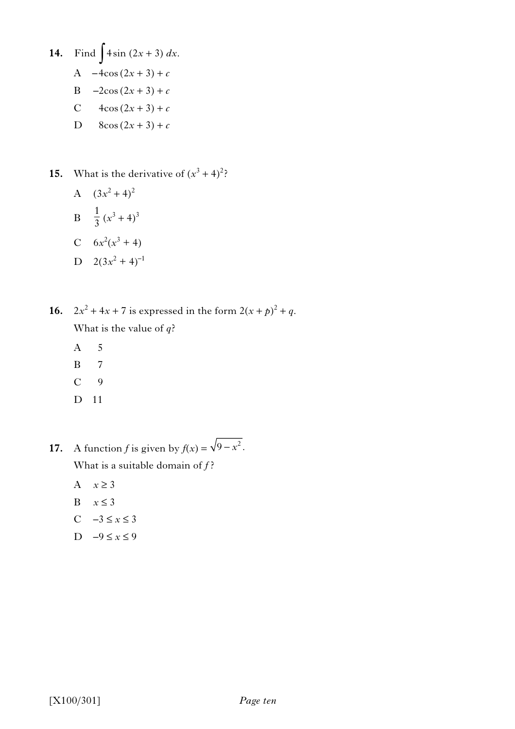**14.** Find $\int 4\sin(2x+3)\,dx$.

A $-4\cos(2x+3)+c$

B $-2\cos(2x+3)+c$

C $4\cos(2x+3)+c$

D $8\cos(2x+3)+c$

**15.** What is the derivative of $(x^3+4)^2$?

A $(3x^2+4)^2$

B $\frac{1}{3}(x^3+4)^3$

C $6x^2(x^3+4)$

D $2(3x^2+4)^{-1}$

**16.** $2x^2+4x+7$ is expressed in the form $2(x+p)^2+q$.

What is the value of $q$?

A 5

B 7

C 9

D 11

**17.** A function $f$ is given by $f(x)=\sqrt{9-x^2}$.

What is a suitable domain of $f$?

A $x \geq 3$

B $x \leq 3$

C $-3 \leq x \leq 3$

D $-9 \leq x \leq 9$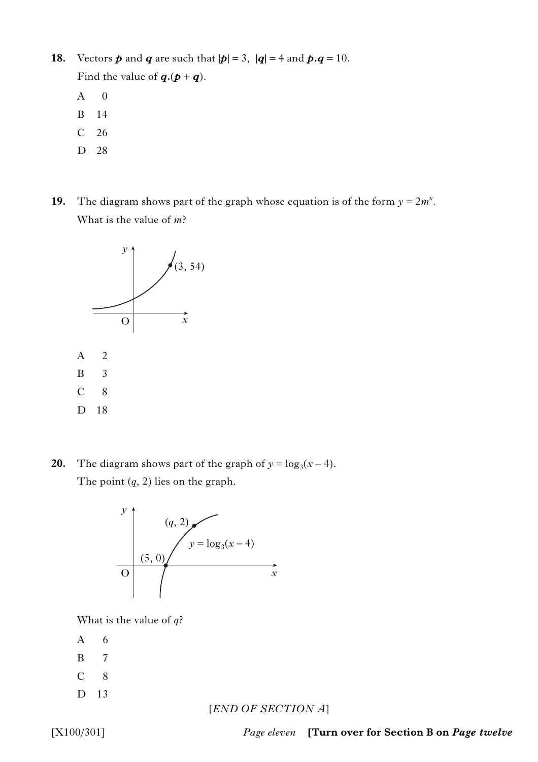**18.** Vectors $\boldsymbol{p}$ and $\boldsymbol{q}$ are such that $|\boldsymbol{p}| = 3$, $|\boldsymbol{q}| = 4$ and $\boldsymbol{p}.\boldsymbol{q} = 10$.

Find the value of $\boldsymbol{q}.(\boldsymbol{p} + \boldsymbol{q})$.

A 0

B 14

C 26

D 28

**19.** The diagram shows part of the graph whose equation is of the form $y = 2m^x$.

What is the value of $m$?

y

(3, 54)

O

x

A 2

B 3

C 8

D 18

**20.** The diagram shows part of the graph of $y = \log_3(x - 4)$.

The point $(q, 2)$ lies on the graph.

y

(q, 2)

$y = \log_3(x - 4)$

(5, 0)

O

x

What is the value of $q$?

A 6

B 7

C 8

D 13

[*END OF SECTION A*]

**[Turn over for Section B on *Page twelve***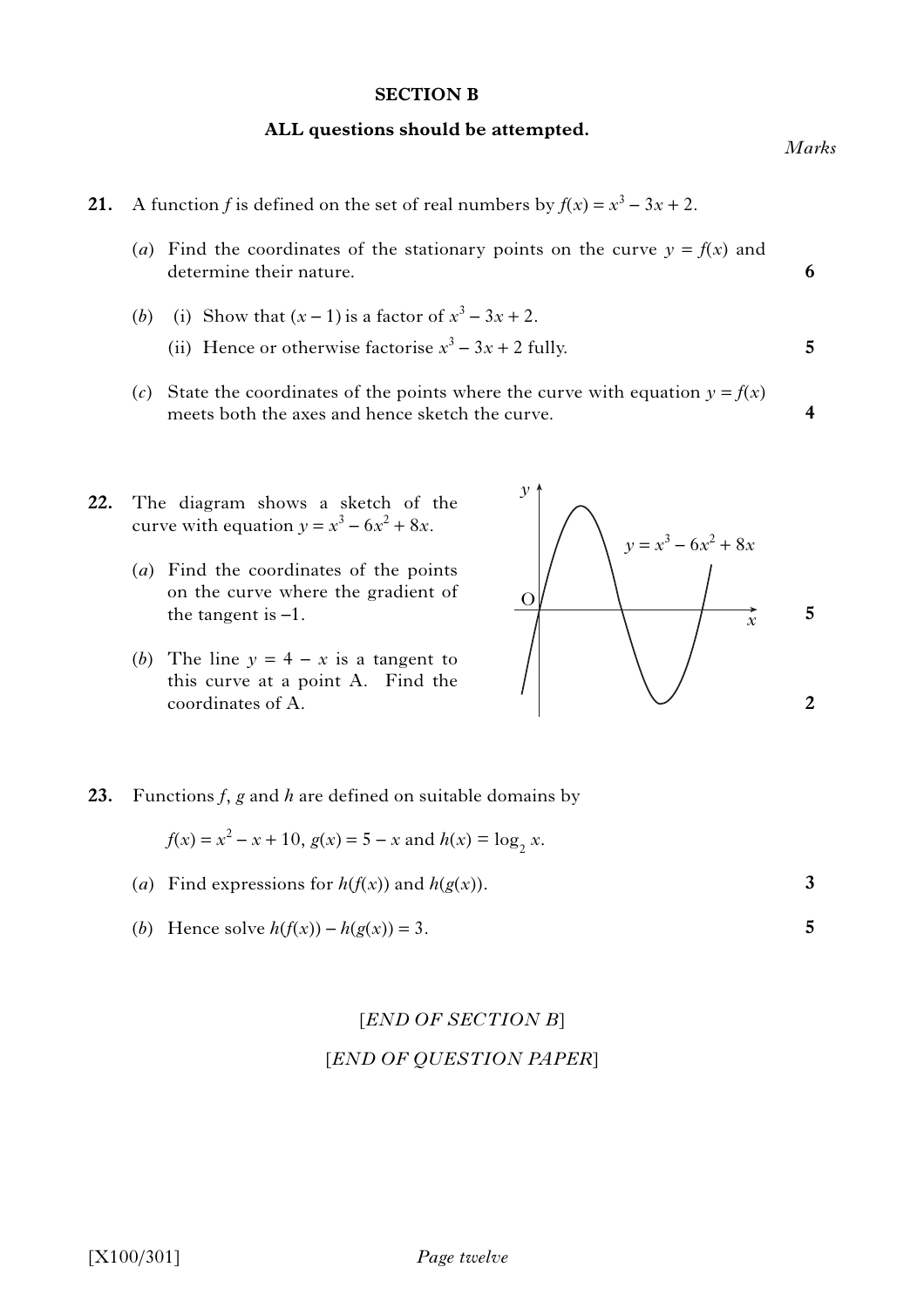## SECTION B

**ALL questions should be attempted.**

*Marks*

**21.** A function $f$ is defined on the set of real numbers by $f(x) = x^3 - 3x + 2$.

(*a*) Find the coordinates of the stationary points on the curve $y = f(x)$ and determine their nature. **6**

(*b*) (i) Show that $(x - 1)$ is a factor of $x^3 - 3x + 2$.

(ii) Hence or otherwise factorise $x^3 - 3x + 2$ fully. **5**

(*c*) State the coordinates of the points where the curve with equation $y = f(x)$ meets both the axes and hence sketch the curve. **4**

**22.** The diagram shows a sketch of the curve with equation $y = x^3 - 6x^2 + 8x$.

(*a*) Find the coordinates of the points on the curve where the gradient of the tangent is $-1$. **5**

(*b*) The line $y = 4 - x$ is a tangent to this curve at a point A. Find the coordinates of A. **2**

$y$

$y = x^3 - 6x^2 + 8x$

O

$x$

**23.** Functions $f$, $g$ and $h$ are defined on suitable domains by

$f(x) = x^2 - x + 10$, $g(x) = 5 - x$ and $h(x) = \log_2 x$.

(*a*) Find expressions for $h(f(x))$ and $h(g(x))$. **3**

(*b*) Hence solve $h(f(x)) - h(g(x)) = 3$. **5**

[*END OF SECTION B*]

[*END OF QUESTION PAPER*]